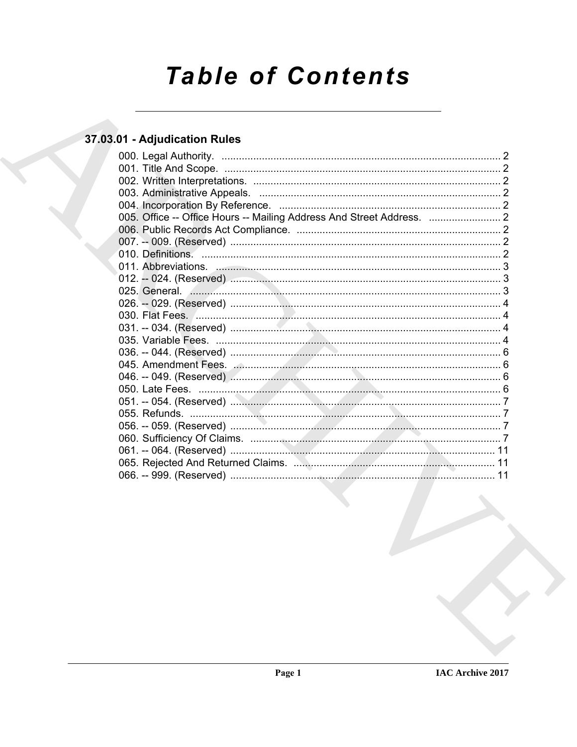# Table of Contents

## 37.03.01 - Adjudication Rules

000. Legal Authority. .......... 2
001. Title And Scope. .......... 2
002. Written Interpretations. .......... 2
003. Administrative Appeals. .......... 2
004. Incorporation By Reference. .......... 2
005. Office -- Office Hours -- Mailing Address And Street Address. .......... 2
006. Public Records Act Compliance. .......... 2
007. -- 009. (Reserved) .......... 2
010. Definitions. .......... 2
011. Abbreviations. .......... 3
012. -- 024. (Reserved) .......... 3
025. General. .......... 3
026. -- 029. (Reserved) .......... 4
030. Flat Fees. .......... 4
031. -- 034. (Reserved) .......... 4
035. Variable Fees. .......... 4
036. -- 044. (Reserved) .......... 6
045. Amendment Fees. .......... 6
046. -- 049. (Reserved) .......... 6
050. Late Fees. .......... 6
051. -- 054. (Reserved) .......... 7
055. Refunds. .......... 7
056. -- 059. (Reserved) .......... 7
060. Sufficiency Of Claims. .......... 7
061. -- 064. (Reserved) .......... 11
065. Rejected And Returned Claims. .......... 11
066. -- 999. (Reserved) .......... 11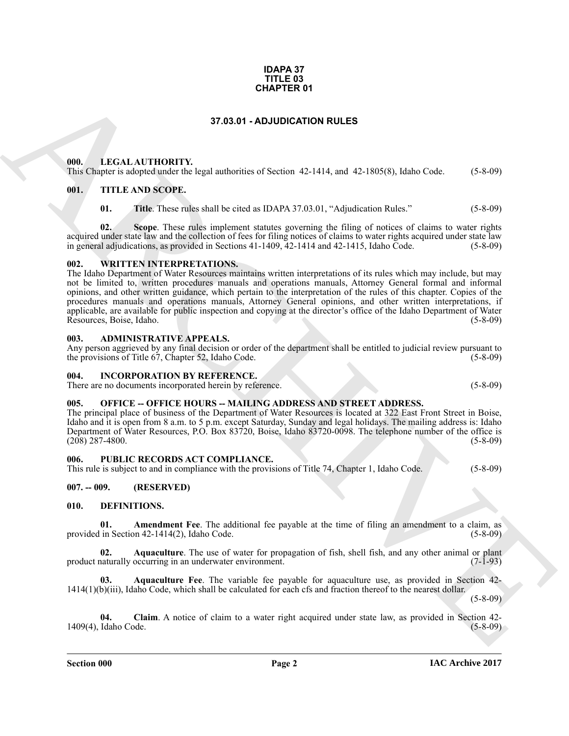**IDAPA 37**
**TITLE 03**
**CHAPTER 01**

## 37.03.01 - ADJUDICATION RULES

### 000. LEGAL AUTHORITY.

This Chapter is adopted under the legal authorities of Section 42-1414, and 42-1805(8), Idaho Code. (5-8-09)

### 001. TITLE AND SCOPE.

**01. Title**. These rules shall be cited as IDAPA 37.03.01, "Adjudication Rules." (5-8-09)

**02. Scope**. These rules implement statutes governing the filing of notices of claims to water rights acquired under state law and the collection of fees for filing notices of claims to water rights acquired under state law in general adjudications, as provided in Sections 41-1409, 42-1414 and 42-1415, Idaho Code. (5-8-09)

### 002. WRITTEN INTERPRETATIONS.

The Idaho Department of Water Resources maintains written interpretations of its rules which may include, but may not be limited to, written procedures manuals and operations manuals, Attorney General formal and informal opinions, and other written guidance, which pertain to the interpretation of the rules of this chapter. Copies of the procedures manuals and operations manuals, Attorney General opinions, and other written interpretations, if applicable, are available for public inspection and copying at the director's office of the Idaho Department of Water Resources, Boise, Idaho. (5-8-09)

### 003. ADMINISTRATIVE APPEALS.

Any person aggrieved by any final decision or order of the department shall be entitled to judicial review pursuant to the provisions of Title 67, Chapter 52, Idaho Code. (5-8-09)

### 004. INCORPORATION BY REFERENCE.

There are no documents incorporated herein by reference. (5-8-09)

### 005. OFFICE -- OFFICE HOURS -- MAILING ADDRESS AND STREET ADDRESS.

The principal place of business of the Department of Water Resources is located at 322 East Front Street in Boise, Idaho and it is open from 8 a.m. to 5 p.m. except Saturday, Sunday and legal holidays. The mailing address is: Idaho Department of Water Resources, P.O. Box 83720, Boise, Idaho 83720-0098. The telephone number of the office is (208) 287-4800. (5-8-09)

### 006. PUBLIC RECORDS ACT COMPLIANCE.

This rule is subject to and in compliance with the provisions of Title 74, Chapter 1, Idaho Code. (5-8-09)

### 007. -- 009. (RESERVED)

### 010. DEFINITIONS.

**01. Amendment Fee**. The additional fee payable at the time of filing an amendment to a claim, as provided in Section 42-1414(2), Idaho Code. (5-8-09)

**02. Aquaculture**. The use of water for propagation of fish, shell fish, and any other animal or plant product naturally occurring in an underwater environment. (7-1-93)

**03. Aquaculture Fee**. The variable fee payable for aquaculture use, as provided in Section 42-1414(1)(b)(iii), Idaho Code, which shall be calculated for each cfs and fraction thereof to the nearest dollar. (5-8-09)

**04. Claim**. A notice of claim to a water right acquired under state law, as provided in Section 42-1409(4), Idaho Code. (5-8-09)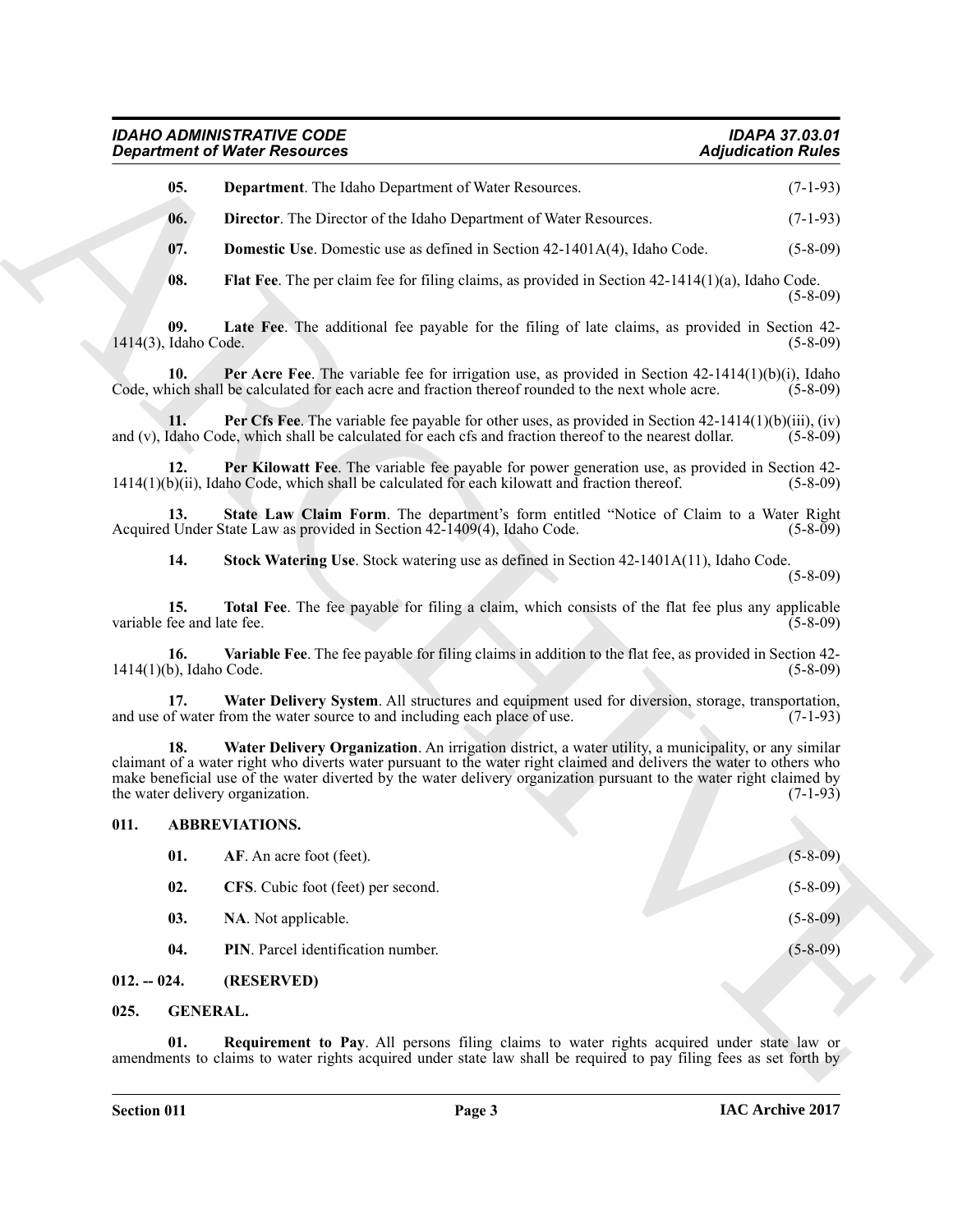**05. Department**. The Idaho Department of Water Resources. (7-1-93)

**06. Director**. The Director of the Idaho Department of Water Resources. (7-1-93)

**07. Domestic Use**. Domestic use as defined in Section 42-1401A(4), Idaho Code. (5-8-09)

**08. Flat Fee**. The per claim fee for filing claims, as provided in Section 42-1414(1)(a), Idaho Code. (5-8-09)

**09. Late Fee**. The additional fee payable for the filing of late claims, as provided in Section 42-1414(3), Idaho Code. (5-8-09)

**10. Per Acre Fee**. The variable fee for irrigation use, as provided in Section 42-1414(1)(b)(i), Idaho Code, which shall be calculated for each acre and fraction thereof rounded to the next whole acre. (5-8-09)

**11. Per Cfs Fee**. The variable fee payable for other uses, as provided in Section 42-1414(1)(b)(iii), (iv) and (v), Idaho Code, which shall be calculated for each cfs and fraction thereof to the nearest dollar. (5-8-09)

**12. Per Kilowatt Fee**. The variable fee payable for power generation use, as provided in Section 42-1414(1)(b)(ii), Idaho Code, which shall be calculated for each kilowatt and fraction thereof. (5-8-09)

**13. State Law Claim Form**. The department's form entitled "Notice of Claim to a Water Right Acquired Under State Law as provided in Section 42-1409(4), Idaho Code. (5-8-09)

**14. Stock Watering Use**. Stock watering use as defined in Section 42-1401A(11), Idaho Code. (5-8-09)

**15. Total Fee**. The fee payable for filing a claim, which consists of the flat fee plus any applicable variable fee and late fee. (5-8-09)

**16. Variable Fee**. The fee payable for filing claims in addition to the flat fee, as provided in Section 42-1414(1)(b), Idaho Code. (5-8-09)

**17. Water Delivery System**. All structures and equipment used for diversion, storage, transportation, and use of water from the water source to and including each place of use. (7-1-93)

**18. Water Delivery Organization**. An irrigation district, a water utility, a municipality, or any similar claimant of a water right who diverts water pursuant to the water right claimed and delivers the water to others who make beneficial use of the water diverted by the water delivery organization pursuant to the water right claimed by the water delivery organization. (7-1-93)

## 011. ABBREVIATIONS.

**01. AF**. An acre foot (feet). (5-8-09)

**02. CFS**. Cubic foot (feet) per second. (5-8-09)

**03. NA**. Not applicable. (5-8-09)

**04. PIN**. Parcel identification number. (5-8-09)

## 012. -- 024. (RESERVED)

## 025. GENERAL.

**01. Requirement to Pay**. All persons filing claims to water rights acquired under state law or amendments to claims to water rights acquired under state law shall be required to pay filing fees as set forth by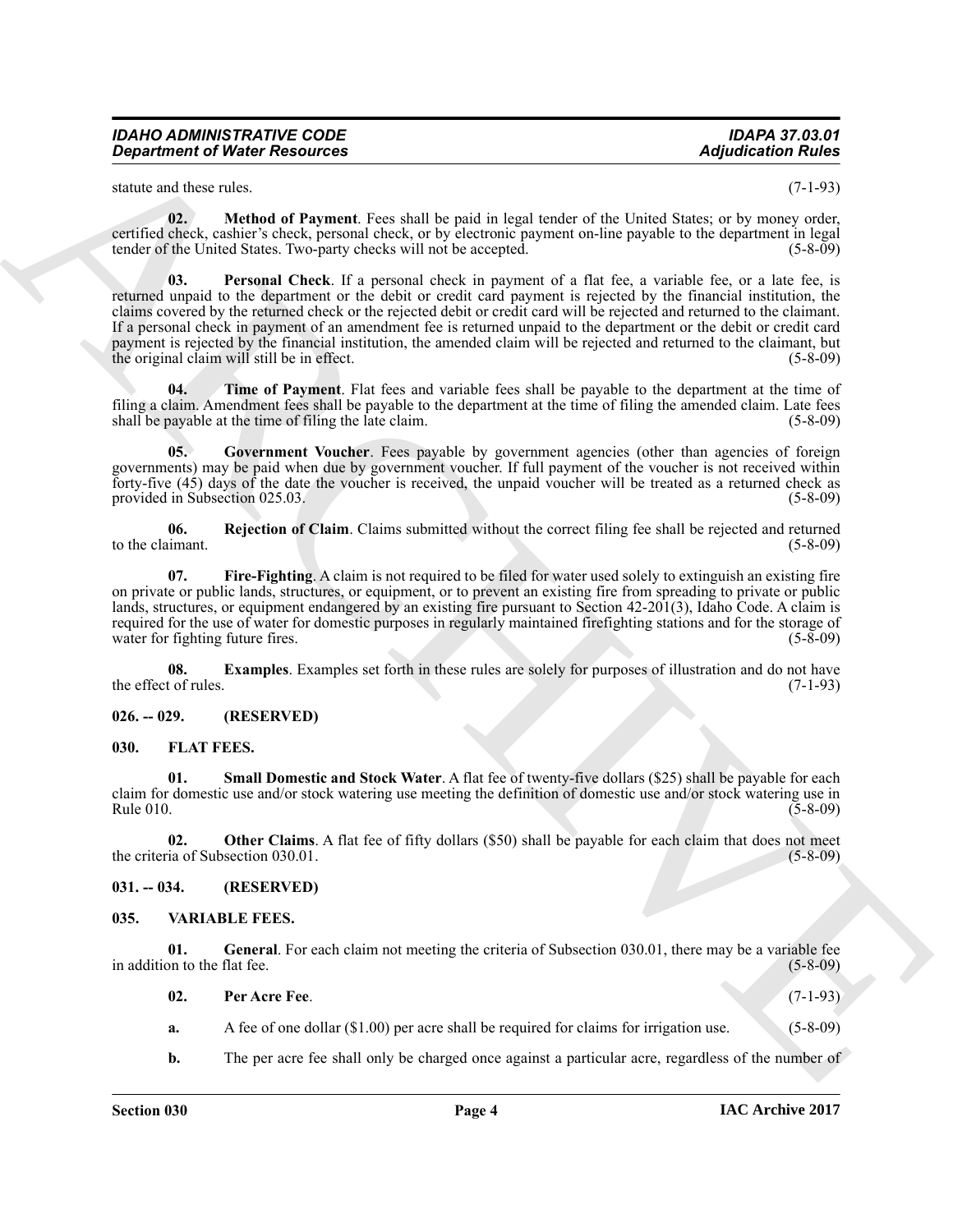statute and these rules. (7-1-93)

**02. Method of Payment**. Fees shall be paid in legal tender of the United States; or by money order, certified check, cashier's check, personal check, or by electronic payment on-line payable to the department in legal tender of the United States. Two-party checks will not be accepted. (5-8-09)

**03. Personal Check**. If a personal check in payment of a flat fee, a variable fee, or a late fee, is returned unpaid to the department or the debit or credit card payment is rejected by the financial institution, the claims covered by the returned check or the rejected debit or credit card will be rejected and returned to the claimant. If a personal check in payment of an amendment fee is returned unpaid to the department or the debit or credit card payment is rejected by the financial institution, the amended claim will be rejected and returned to the claimant, but the original claim will still be in effect. (5-8-09)

**04. Time of Payment**. Flat fees and variable fees shall be payable to the department at the time of filing a claim. Amendment fees shall be payable to the department at the time of filing the amended claim. Late fees shall be payable at the time of filing the late claim. (5-8-09)

**05. Government Voucher**. Fees payable by government agencies (other than agencies of foreign governments) may be paid when due by government voucher. If full payment of the voucher is not received within forty-five (45) days of the date the voucher is received, the unpaid voucher will be treated as a returned check as provided in Subsection 025.03. (5-8-09)

**06. Rejection of Claim**. Claims submitted without the correct filing fee shall be rejected and returned to the claimant. (5-8-09)

**07. Fire-Fighting**. A claim is not required to be filed for water used solely to extinguish an existing fire on private or public lands, structures, or equipment, or to prevent an existing fire from spreading to private or public lands, structures, or equipment endangered by an existing fire pursuant to Section 42-201(3), Idaho Code. A claim is required for the use of water for domestic purposes in regularly maintained firefighting stations and for the storage of water for fighting future fires. (5-8-09)

**08. Examples**. Examples set forth in these rules are solely for purposes of illustration and do not have the effect of rules. (7-1-93)

## 026. -- 029. (RESERVED)

## 030. FLAT FEES.

**01. Small Domestic and Stock Water**. A flat fee of twenty-five dollars ($25) shall be payable for each claim for domestic use and/or stock watering use meeting the definition of domestic use and/or stock watering use in Rule 010. (5-8-09)

**02. Other Claims**. A flat fee of fifty dollars ($50) shall be payable for each claim that does not meet the criteria of Subsection 030.01. (5-8-09)

## 031. -- 034. (RESERVED)

## 035. VARIABLE FEES.

**01. General**. For each claim not meeting the criteria of Subsection 030.01, there may be a variable fee in addition to the flat fee. (5-8-09)

**02. Per Acre Fee**. (7-1-93)

**a.** A fee of one dollar ($1.00) per acre shall be required for claims for irrigation use. (5-8-09)

**b.** The per acre fee shall only be charged once against a particular acre, regardless of the number of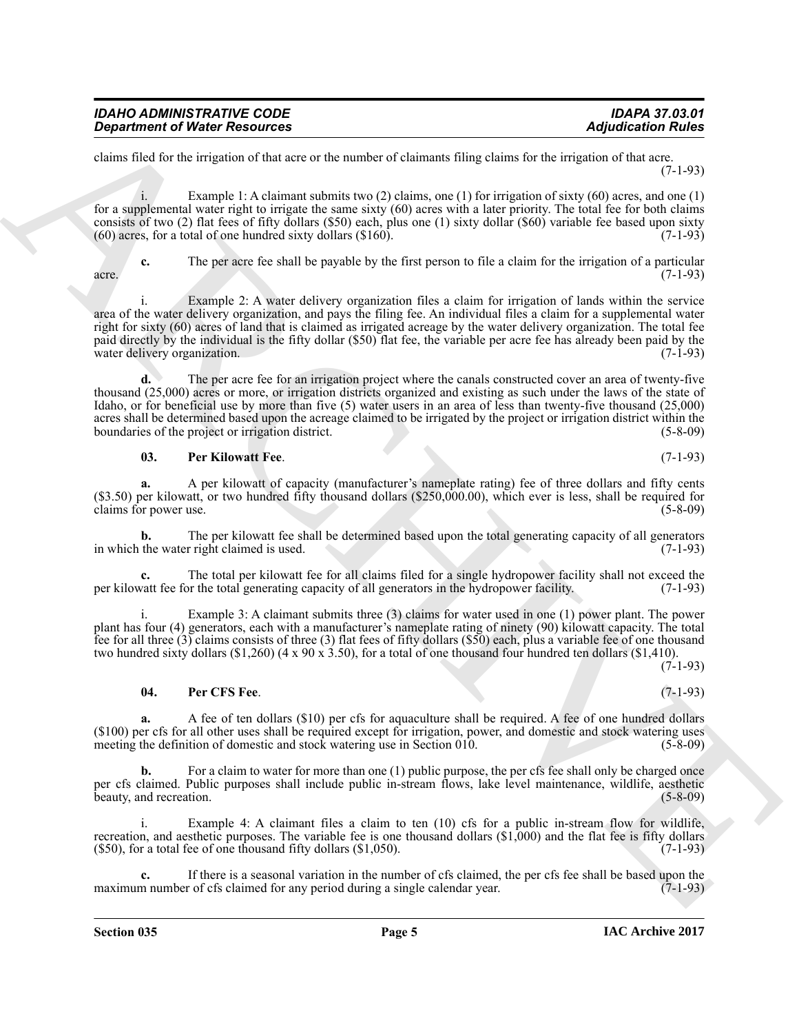claims filed for the irrigation of that acre or the number of claimants filing claims for the irrigation of that acre. (7-1-93)

i. Example 1: A claimant submits two (2) claims, one (1) for irrigation of sixty (60) acres, and one (1) for a supplemental water right to irrigate the same sixty (60) acres with a later priority. The total fee for both claims consists of two (2) flat fees of fifty dollars ($50) each, plus one (1) sixty dollar ($60) variable fee based upon sixty (60) acres, for a total of one hundred sixty dollars ($160). (7-1-93)

**c.** The per acre fee shall be payable by the first person to file a claim for the irrigation of a particular acre. (7-1-93)

i. Example 2: A water delivery organization files a claim for irrigation of lands within the service area of the water delivery organization, and pays the filing fee. An individual files a claim for a supplemental water right for sixty (60) acres of land that is claimed as irrigated acreage by the water delivery organization. The total fee paid directly by the individual is the fifty dollar ($50) flat fee, the variable per acre fee has already been paid by the water delivery organization. (7-1-93)

**d.** The per acre fee for an irrigation project where the canals constructed cover an area of twenty-five thousand (25,000) acres or more, or irrigation districts organized and existing as such under the laws of the state of Idaho, or for beneficial use by more than five (5) water users in an area of less than twenty-five thousand (25,000) acres shall be determined based upon the acreage claimed to be irrigated by the project or irrigation district within the boundaries of the project or irrigation district. (5-8-09)

**03. Per Kilowatt Fee**. (7-1-93)

**a.** A per kilowatt of capacity (manufacturer's nameplate rating) fee of three dollars and fifty cents ($3.50) per kilowatt, or two hundred fifty thousand dollars ($250,000.00), which ever is less, shall be required for claims for power use. (5-8-09)

**b.** The per kilowatt fee shall be determined based upon the total generating capacity of all generators in which the water right claimed is used. (7-1-93)

**c.** The total per kilowatt fee for all claims filed for a single hydropower facility shall not exceed the per kilowatt fee for the total generating capacity of all generators in the hydropower facility. (7-1-93)

i. Example 3: A claimant submits three (3) claims for water used in one (1) power plant. The power plant has four (4) generators, each with a manufacturer's nameplate rating of ninety (90) kilowatt capacity. The total fee for all three (3) claims consists of three (3) flat fees of fifty dollars ($50) each, plus a variable fee of one thousand two hundred sixty dollars ($1,260) (4 x 90 x 3.50), for a total of one thousand four hundred ten dollars ($1,410). (7-1-93)

**04. Per CFS Fee**. (7-1-93)

**a.** A fee of ten dollars ($10) per cfs for aquaculture shall be required. A fee of one hundred dollars ($100) per cfs for all other uses shall be required except for irrigation, power, and domestic and stock watering uses meeting the definition of domestic and stock watering use in Section 010. (5-8-09)

**b.** For a claim to water for more than one (1) public purpose, the per cfs fee shall only be charged once per cfs claimed. Public purposes shall include public in-stream flows, lake level maintenance, wildlife, aesthetic beauty, and recreation. (5-8-09)

i. Example 4: A claimant files a claim to ten (10) cfs for a public in-stream flow for wildlife, recreation, and aesthetic purposes. The variable fee is one thousand dollars ($1,000) and the flat fee is fifty dollars ($50), for a total fee of one thousand fifty dollars ($1,050). (7-1-93)

**c.** If there is a seasonal variation in the number of cfs claimed, the per cfs fee shall be based upon the maximum number of cfs claimed for any period during a single calendar year. (7-1-93)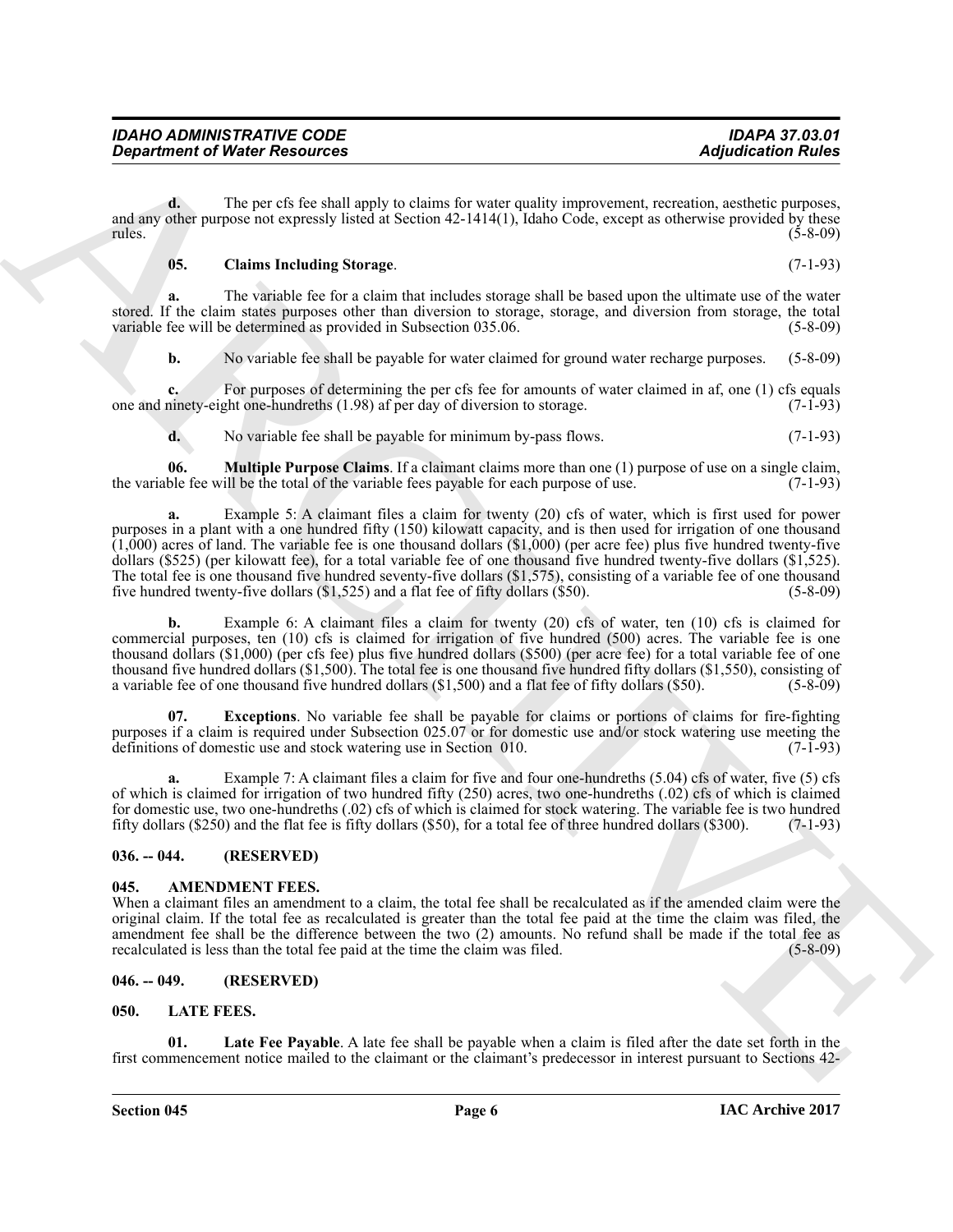**d.** The per cfs fee shall apply to claims for water quality improvement, recreation, aesthetic purposes, and any other purpose not expressly listed at Section 42-1414(1), Idaho Code, except as otherwise provided by these rules. (5-8-09)

**05. Claims Including Storage**. (7-1-93)

**a.** The variable fee for a claim that includes storage shall be based upon the ultimate use of the water stored. If the claim states purposes other than diversion to storage, storage, and diversion from storage, the total variable fee will be determined as provided in Subsection 035.06. (5-8-09)

**b.** No variable fee shall be payable for water claimed for ground water recharge purposes. (5-8-09)

**c.** For purposes of determining the per cfs fee for amounts of water claimed in af, one (1) cfs equals one and ninety-eight one-hundredths (1.98) af per day of diversion to storage. (7-1-93)

**d.** No variable fee shall be payable for minimum by-pass flows. (7-1-93)

**06. Multiple Purpose Claims**. If a claimant claims more than one (1) purpose of use on a single claim, the variable fee will be the total of the variable fees payable for each purpose of use. (7-1-93)

**a.** Example 5: A claimant files a claim for twenty (20) cfs of water, which is first used for power purposes in a plant with a one hundred fifty (150) kilowatt capacity, and is then used for irrigation of one thousand (1,000) acres of land. The variable fee is one thousand dollars ($1,000) (per acre fee) plus five hundred twenty-five dollars ($525) (per kilowatt fee), for a total variable fee of one thousand five hundred twenty-five dollars ($1,525). The total fee is one thousand five hundred seventy-five dollars ($1,575), consisting of a variable fee of one thousand five hundred twenty-five dollars ($1,525) and a flat fee of fifty dollars ($50). (5-8-09)

**b.** Example 6: A claimant files a claim for twenty (20) cfs of water, ten (10) cfs is claimed for commercial purposes, ten (10) cfs is claimed for irrigation of five hundred (500) acres. The variable fee is one thousand dollars ($1,000) (per cfs fee) plus five hundred dollars ($500) (per acre fee) for a total variable fee of one thousand five hundred dollars ($1,500). The total fee is one thousand five hundred fifty dollars ($1,550), consisting of a variable fee of one thousand five hundred dollars ($1,500) and a flat fee of fifty dollars ($50). (5-8-09)

**07. Exceptions**. No variable fee shall be payable for claims or portions of claims for fire-fighting purposes if a claim is required under Subsection 025.07 or for domestic use and/or stock watering use meeting the definitions of domestic use and stock watering use in Section 010. (7-1-93)

**a.** Example 7: A claimant files a claim for five and four one-hundredths (5.04) cfs of water, five (5) cfs of which is claimed for irrigation of two hundred fifty (250) acres, two one-hundredths (.02) cfs of which is claimed for domestic use, two one-hundredths (.02) cfs of which is claimed for stock watering. The variable fee is two hundred fifty dollars ($250) and the flat fee is fifty dollars ($50), for a total fee of three hundred dollars ($300). (7-1-93)

## 036. -- 044. (RESERVED)

## 045. AMENDMENT FEES.

When a claimant files an amendment to a claim, the total fee shall be recalculated as if the amended claim were the original claim. If the total fee as recalculated is greater than the total fee paid at the time the claim was filed, the amendment fee shall be the difference between the two (2) amounts. No refund shall be made if the total fee as recalculated is less than the total fee paid at the time the claim was filed. (5-8-09)

## 046. -- 049. (RESERVED)

## 050. LATE FEES.

**01. Late Fee Payable**. A late fee shall be payable when a claim is filed after the date set forth in the first commencement notice mailed to the claimant or the claimant's predecessor in interest pursuant to Sections 42-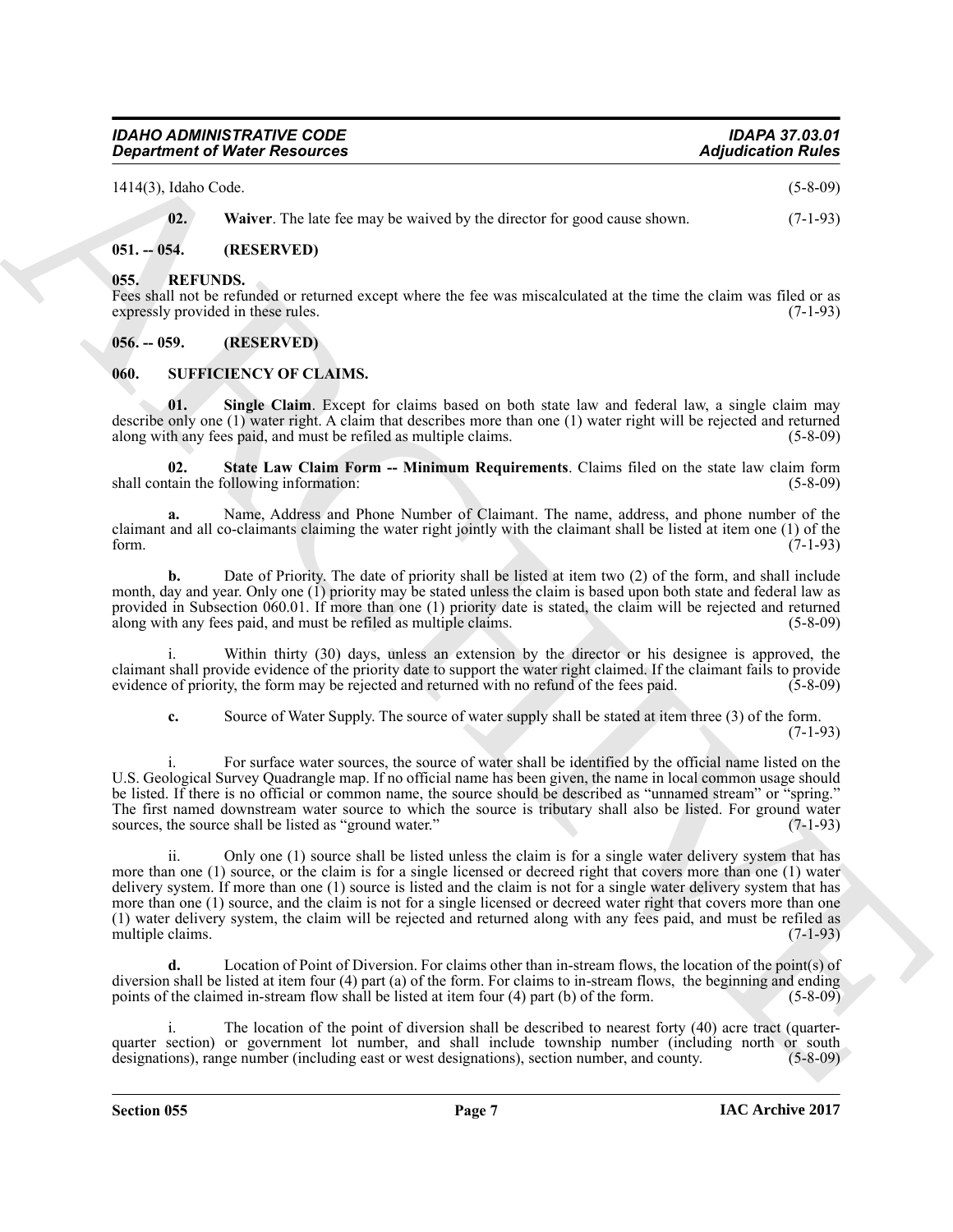1414(3), Idaho Code. (5-8-09)

**02. Waiver**. The late fee may be waived by the director for good cause shown. (7-1-93)

## 051. -- 054. (RESERVED)

## 055. REFUNDS.

Fees shall not be refunded or returned except where the fee was miscalculated at the time the claim was filed or as expressly provided in these rules. (7-1-93)

## 056. -- 059. (RESERVED)

## 060. SUFFICIENCY OF CLAIMS.

**01. Single Claim**. Except for claims based on both state law and federal law, a single claim may describe only one (1) water right. A claim that describes more than one (1) water right will be rejected and returned along with any fees paid, and must be refiled as multiple claims. (5-8-09)

**02. State Law Claim Form -- Minimum Requirements**. Claims filed on the state law claim form shall contain the following information: (5-8-09)

**a.** Name, Address and Phone Number of Claimant. The name, address, and phone number of the claimant and all co-claimants claiming the water right jointly with the claimant shall be listed at item one (1) of the form. (7-1-93)

**b.** Date of Priority. The date of priority shall be listed at item two (2) of the form, and shall include month, day and year. Only one (1) priority may be stated unless the claim is based upon both state and federal law as provided in Subsection 060.01. If more than one (1) priority date is stated, the claim will be rejected and returned along with any fees paid, and must be refiled as multiple claims. (5-8-09)

i. Within thirty (30) days, unless an extension by the director or his designee is approved, the claimant shall provide evidence of the priority date to support the water right claimed. If the claimant fails to provide evidence of priority, the form may be rejected and returned with no refund of the fees paid. (5-8-09)

**c.** Source of Water Supply. The source of water supply shall be stated at item three (3) of the form. (7-1-93)

i. For surface water sources, the source of water shall be identified by the official name listed on the U.S. Geological Survey Quadrangle map. If no official name has been given, the name in local common usage should be listed. If there is no official or common name, the source should be described as "unnamed stream" or "spring." The first named downstream water source to which the source is tributary shall also be listed. For ground water sources, the source shall be listed as "ground water." (7-1-93)

ii. Only one (1) source shall be listed unless the claim is for a single water delivery system that has more than one (1) source, or the claim is for a single licensed or decreed right that covers more than one (1) water delivery system. If more than one (1) source is listed and the claim is not for a single water delivery system that has more than one (1) source, and the claim is not for a single licensed or decreed water right that covers more than one (1) water delivery system, the claim will be rejected and returned along with any fees paid, and must be refiled as multiple claims. (7-1-93)

**d.** Location of Point of Diversion. For claims other than in-stream flows, the location of the point(s) of diversion shall be listed at item four (4) part (a) of the form. For claims to in-stream flows, the beginning and ending points of the claimed in-stream flow shall be listed at item four (4) part (b) of the form. (5-8-09)

i. The location of the point of diversion shall be described to nearest forty (40) acre tract (quarter-quarter section) or government lot number, and shall include township number (including north or south designations), range number (including east or west designations), section number, and county. (5-8-09)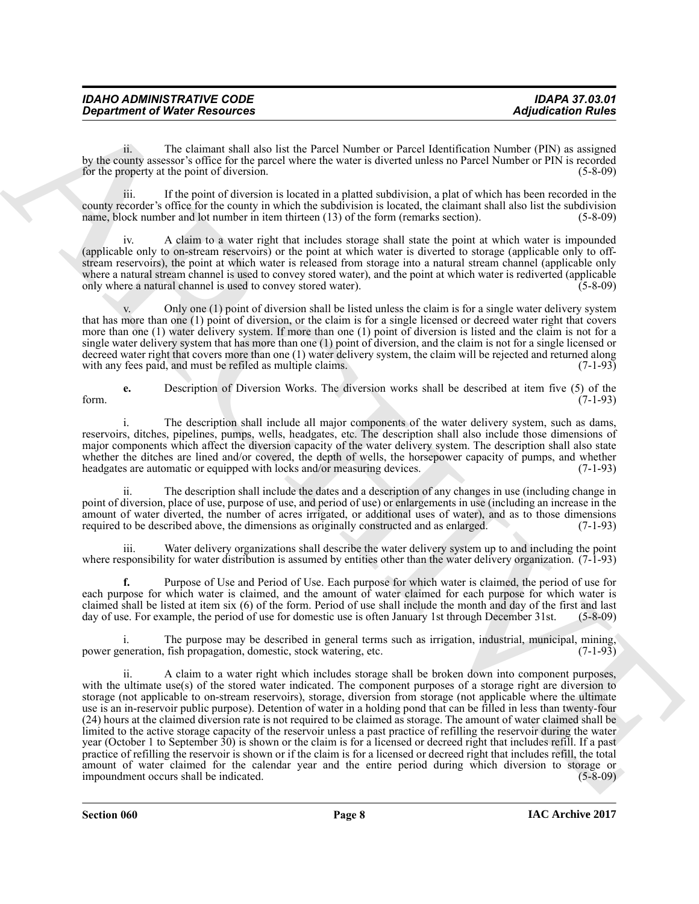ii. The claimant shall also list the Parcel Number or Parcel Identification Number (PIN) as assigned by the county assessor's office for the parcel where the water is diverted unless no Parcel Number or PIN is recorded for the property at the point of diversion. (5-8-09)

iii. If the point of diversion is located in a platted subdivision, a plat of which has been recorded in the county recorder's office for the county in which the subdivision is located, the claimant shall also list the subdivision name, block number and lot number in item thirteen (13) of the form (remarks section). (5-8-09)

iv. A claim to a water right that includes storage shall state the point at which water is impounded (applicable only to on-stream reservoirs) or the point at which water is diverted to storage (applicable only to off-stream reservoirs), the point at which water is released from storage into a natural stream channel (applicable only where a natural stream channel is used to convey stored water), and the point at which water is rediverted (applicable only where a natural channel is used to convey stored water). (5-8-09)

v. Only one (1) point of diversion shall be listed unless the claim is for a single water delivery system that has more than one (1) point of diversion, or the claim is for a single licensed or decreed water right that covers more than one (1) water delivery system. If more than one (1) point of diversion is listed and the claim is not for a single water delivery system that has more than one (1) point of diversion, and the claim is not for a single licensed or decreed water right that covers more than one (1) water delivery system, the claim will be rejected and returned along with any fees paid, and must be refiled as multiple claims. (7-1-93)

**e.** Description of Diversion Works. The diversion works shall be described at item five (5) of the form. (7-1-93)

i. The description shall include all major components of the water delivery system, such as dams, reservoirs, ditches, pipelines, pumps, wells, headgates, etc. The description shall also include those dimensions of major components which affect the diversion capacity of the water delivery system. The description shall also state whether the ditches are lined and/or covered, the depth of wells, the horsepower capacity of pumps, and whether headgates are automatic or equipped with locks and/or measuring devices. (7-1-93)

ii. The description shall include the dates and a description of any changes in use (including change in point of diversion, place of use, purpose of use, and period of use) or enlargements in use (including an increase in the amount of water diverted, the number of acres irrigated, or additional uses of water), and as to those dimensions required to be described above, the dimensions as originally constructed and as enlarged. (7-1-93)

iii. Water delivery organizations shall describe the water delivery system up to and including the point where responsibility for water distribution is assumed by entities other than the water delivery organization. (7-1-93)

**f.** Purpose of Use and Period of Use. Each purpose for which water is claimed, the period of use for each purpose for which water is claimed, and the amount of water claimed for each purpose for which water is claimed shall be listed at item six (6) of the form. Period of use shall include the month and day of the first and last day of use. For example, the period of use for domestic use is often January 1st through December 31st. (5-8-09)

i. The purpose may be described in general terms such as irrigation, industrial, municipal, mining, power generation, fish propagation, domestic, stock watering, etc. (7-1-93)

ii. A claim to a water right which includes storage shall be broken down into component purposes, with the ultimate use(s) of the stored water indicated. The component purposes of a storage right are diversion to storage (not applicable to on-stream reservoirs), storage, diversion from storage (not applicable where the ultimate use is an in-reservoir public purpose). Detention of water in a holding pond that can be filled in less than twenty-four (24) hours at the claimed diversion rate is not required to be claimed as storage. The amount of water claimed shall be limited to the active storage capacity of the reservoir unless a past practice of refilling the reservoir during the water year (October 1 to September 30) is shown or the claim is for a licensed or decreed right that includes refill. If a past practice of refilling the reservoir is shown or if the claim is for a licensed or decreed right that includes refill, the total amount of water claimed for the calendar year and the entire period during which diversion to storage or impoundment occurs shall be indicated. (5-8-09)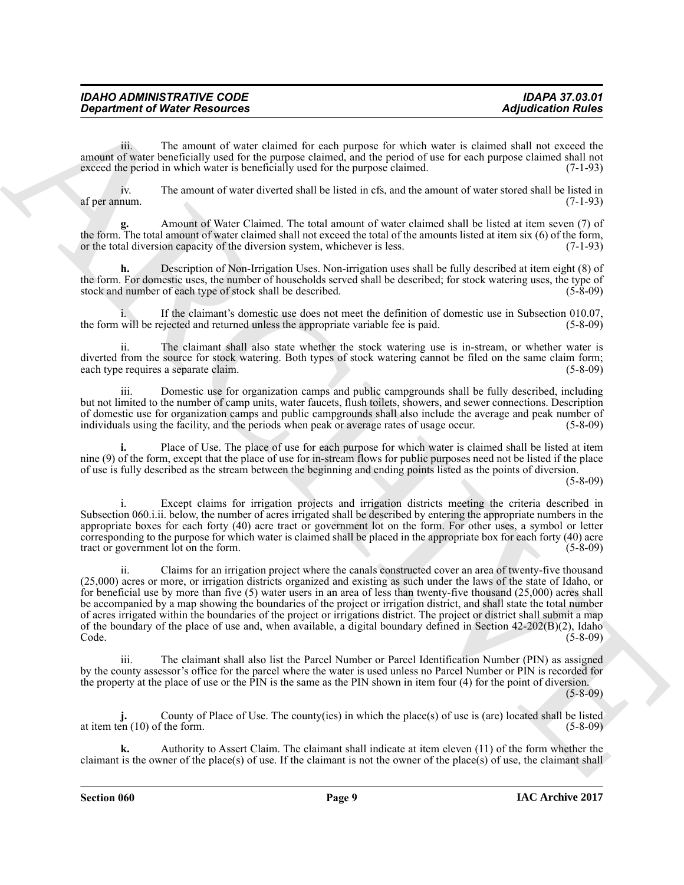iii. The amount of water claimed for each purpose for which water is claimed shall not exceed the amount of water beneficially used for the purpose claimed, and the period of use for each purpose claimed shall not exceed the period in which water is beneficially used for the purpose claimed. (7-1-93)

iv. The amount of water diverted shall be listed in cfs, and the amount of water stored shall be listed in af per annum. (7-1-93)

**g.** Amount of Water Claimed. The total amount of water claimed shall be listed at item seven (7) of the form. The total amount of water claimed shall not exceed the total of the amounts listed at item six (6) of the form, or the total diversion capacity of the diversion system, whichever is less. (7-1-93)

**h.** Description of Non-Irrigation Uses. Non-irrigation uses shall be fully described at item eight (8) of the form. For domestic uses, the number of households served shall be described; for stock watering uses, the type of stock and number of each type of stock shall be described. (5-8-09)

i. If the claimant's domestic use does not meet the definition of domestic use in Subsection 010.07, the form will be rejected and returned unless the appropriate variable fee is paid. (5-8-09)

ii. The claimant shall also state whether the stock watering use is in-stream, or whether water is diverted from the source for stock watering. Both types of stock watering cannot be filed on the same claim form; each type requires a separate claim. (5-8-09)

iii. Domestic use for organization camps and public campgrounds shall be fully described, including but not limited to the number of camp units, water faucets, flush toilets, showers, and sewer connections. Description of domestic use for organization camps and public campgrounds shall also include the average and peak number of individuals using the facility, and the periods when peak or average rates of usage occur. (5-8-09)

**i.** Place of Use. The place of use for each purpose for which water is claimed shall be listed at item nine (9) of the form, except that the place of use for in-stream flows for public purposes need not be listed if the place of use is fully described as the stream between the beginning and ending points listed as the points of diversion. (5-8-09)

i. Except claims for irrigation projects and irrigation districts meeting the criteria described in Subsection 060.i.ii. below, the number of acres irrigated shall be described by entering the appropriate numbers in the appropriate boxes for each forty (40) acre tract or government lot on the form. For other uses, a symbol or letter corresponding to the purpose for which water is claimed shall be placed in the appropriate box for each forty (40) acre tract or government lot on the form. (5-8-09)

ii. Claims for an irrigation project where the canals constructed cover an area of twenty-five thousand (25,000) acres or more, or irrigation districts organized and existing as such under the laws of the state of Idaho, or for beneficial use by more than five (5) water users in an area of less than twenty-five thousand (25,000) acres shall be accompanied by a map showing the boundaries of the project or irrigation district, and shall state the total number of acres irrigated within the boundaries of the project or irrigations district. The project or district shall submit a map of the boundary of the place of use and, when available, a digital boundary defined in Section 42-202(B)(2), Idaho Code. (5-8-09)

iii. The claimant shall also list the Parcel Number or Parcel Identification Number (PIN) as assigned by the county assessor's office for the parcel where the water is used unless no Parcel Number or PIN is recorded for the property at the place of use or the PIN is the same as the PIN shown in item four (4) for the point of diversion. (5-8-09)

**j.** County of Place of Use. The county(ies) in which the place(s) of use is (are) located shall be listed at item ten (10) of the form. (5-8-09)

**k.** Authority to Assert Claim. The claimant shall indicate at item eleven (11) of the form whether the claimant is the owner of the place(s) of use. If the claimant is not the owner of the place(s) of use, the claimant shall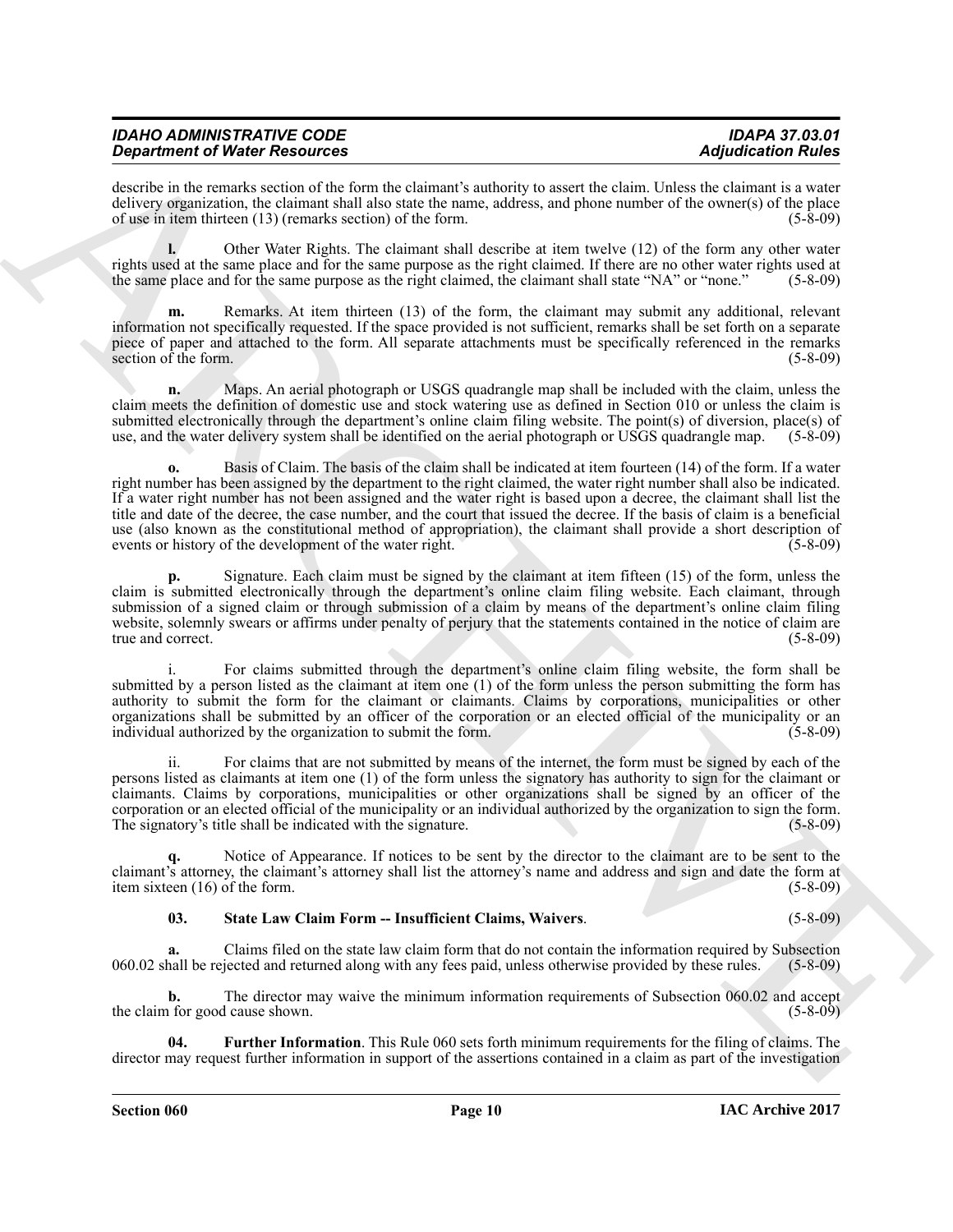describe in the remarks section of the form the claimant's authority to assert the claim. Unless the claimant is a water delivery organization, the claimant shall also state the name, address, and phone number of the owner(s) of the place of use in item thirteen (13) (remarks section) of the form. (5-8-09)

**l.** Other Water Rights. The claimant shall describe at item twelve (12) of the form any other water rights used at the same place and for the same purpose as the right claimed. If there are no other water rights used at the same place and for the same purpose as the right claimed, the claimant shall state "NA" or "none." (5-8-09)

**m.** Remarks. At item thirteen (13) of the form, the claimant may submit any additional, relevant information not specifically requested. If the space provided is not sufficient, remarks shall be set forth on a separate piece of paper and attached to the form. All separate attachments must be specifically referenced in the remarks section of the form. (5-8-09)

**n.** Maps. An aerial photograph or USGS quadrangle map shall be included with the claim, unless the claim meets the definition of domestic use and stock watering use as defined in Section 010 or unless the claim is submitted electronically through the department's online claim filing website. The point(s) of diversion, place(s) of use, and the water delivery system shall be identified on the aerial photograph or USGS quadrangle map. (5-8-09)

**o.** Basis of Claim. The basis of the claim shall be indicated at item fourteen (14) of the form. If a water right number has been assigned by the department to the right claimed, the water right number shall also be indicated. If a water right number has not been assigned and the water right is based upon a decree, the claimant shall list the title and date of the decree, the case number, and the court that issued the decree. If the basis of claim is a beneficial use (also known as the constitutional method of appropriation), the claimant shall provide a short description of events or history of the development of the water right. (5-8-09)

**p.** Signature. Each claim must be signed by the claimant at item fifteen (15) of the form, unless the claim is submitted electronically through the department's online claim filing website. Each claimant, through submission of a signed claim or through submission of a claim by means of the department's online claim filing website, solemnly swears or affirms under penalty of perjury that the statements contained in the notice of claim are true and correct. (5-8-09)

i. For claims submitted through the department's online claim filing website, the form shall be submitted by a person listed as the claimant at item one (1) of the form unless the person submitting the form has authority to submit the form for the claimant or claimants. Claims by corporations, municipalities or other organizations shall be submitted by an officer of the corporation or an elected official of the municipality or an individual authorized by the organization to submit the form. (5-8-09)

ii. For claims that are not submitted by means of the internet, the form must be signed by each of the persons listed as claimants at item one (1) of the form unless the signatory has authority to sign for the claimant or claimants. Claims by corporations, municipalities or other organizations shall be signed by an officer of the corporation or an elected official of the municipality or an individual authorized by the organization to sign the form. The signatory's title shall be indicated with the signature. (5-8-09)

**q.** Notice of Appearance. If notices to be sent by the director to the claimant are to be sent to the claimant's attorney, the claimant's attorney shall list the attorney's name and address and sign and date the form at item sixteen (16) of the form. (5-8-09)

**03. State Law Claim Form -- Insufficient Claims, Waivers**. (5-8-09)

**a.** Claims filed on the state law claim form that do not contain the information required by Subsection 060.02 shall be rejected and returned along with any fees paid, unless otherwise provided by these rules. (5-8-09)

**b.** The director may waive the minimum information requirements of Subsection 060.02 and accept the claim for good cause shown. (5-8-09)

**04. Further Information**. This Rule 060 sets forth minimum requirements for the filing of claims. The director may request further information in support of the assertions contained in a claim as part of the investigation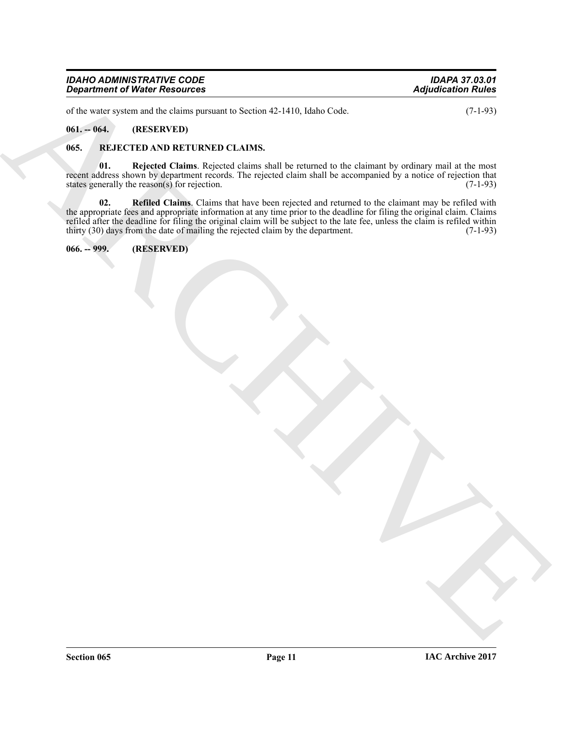of the water system and the claims pursuant to Section 42-1410, Idaho Code. (7-1-93)

**061. -- 064. (RESERVED)**

**065. REJECTED AND RETURNED CLAIMS.**

**01. Rejected Claims**. Rejected claims shall be returned to the claimant by ordinary mail at the most recent address shown by department records. The rejected claim shall be accompanied by a notice of rejection that states generally the reason(s) for rejection. (7-1-93)

**02. Refiled Claims**. Claims that have been rejected and returned to the claimant may be refiled with the appropriate fees and appropriate information at any time prior to the deadline for filing the original claim. Claims refiled after the deadline for filing the original claim will be subject to the late fee, unless the claim is refiled within thirty (30) days from the date of mailing the rejected claim by the department. (7-1-93)

**066. -- 999. (RESERVED)**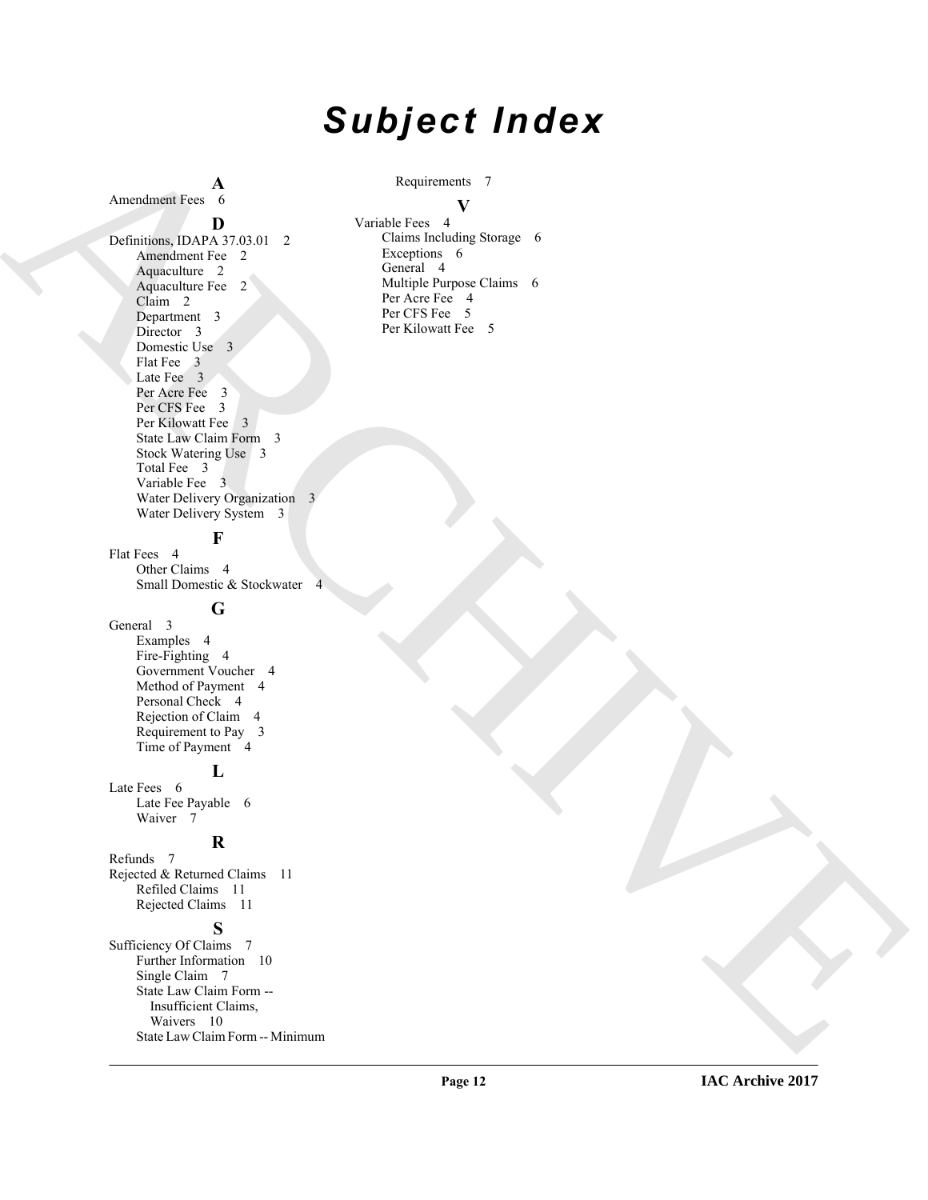# Subject Index

**A**

Amendment Fees 6

**D**

Definitions, IDAPA 37.03.01 2
- Amendment Fee 2
- Aquaculture 2
- Aquaculture Fee 2
- Claim 2
- Department 3
- Director 3
- Domestic Use 3
- Flat Fee 3
- Late Fee 3
- Per Acre Fee 3
- Per CFS Fee 3
- Per Kilowatt Fee 3
- State Law Claim Form 3
- Stock Watering Use 3
- Total Fee 3
- Variable Fee 3
- Water Delivery Organization 3
- Water Delivery System 3

**F**

Flat Fees 4
- Other Claims 4
- Small Domestic & Stockwater 4

**G**

General 3
- Examples 4
- Fire-Fighting 4
- Government Voucher 4
- Method of Payment 4
- Personal Check 4
- Rejection of Claim 4
- Requirement to Pay 3
- Time of Payment 4

**L**

Late Fees 6
- Late Fee Payable 6
- Waiver 7

**R**

Refunds 7

Rejected & Returned Claims 11
- Refiled Claims 11
- Rejected Claims 11

**S**

Sufficiency Of Claims 7
- Further Information 10
- Single Claim 7
- State Law Claim Form -- Insufficient Claims, Waivers 10
- State Law Claim Form -- Minimum Requirements 7

**V**

Variable Fees 4
- Claims Including Storage 6
- Exceptions 6
- General 4
- Multiple Purpose Claims 6
- Per Acre Fee 4
- Per CFS Fee 5
- Per Kilowatt Fee 5